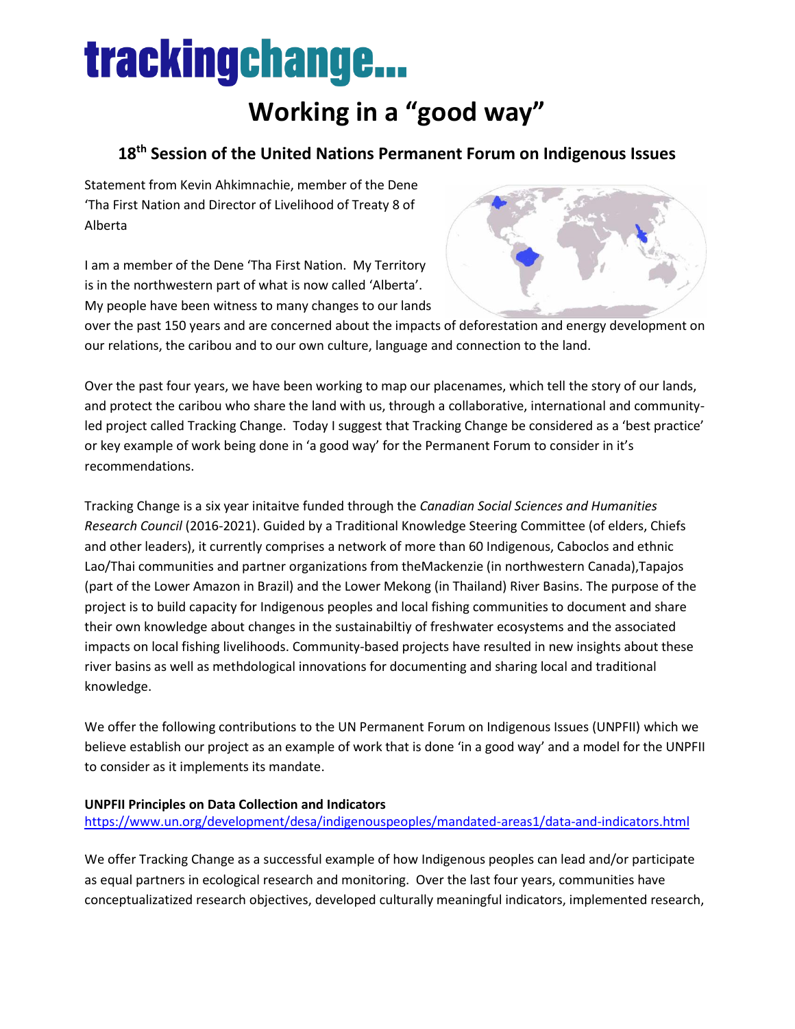# trackingchange...

# Working in a "good way"

## 18th Session of the United Nations Permanent Forum on Indigenous Issues

Statement from Kevin Ahkimnachie, member of the Dene 'Tha First Nation and Director of Livelihood of Treaty 8 of Alberta

I am a member of the Dene 'Tha First Nation. My Territory is in the northwestern part of what is now called 'Alberta'. My people have been witness to many changes to our lands over the past 150 years and are concerned about the impacts of deforestation and energy development on our relations, the caribou and to our own culture, language and connection to the land.

Over the past four years, we have been working to map our placenames, which tell the story of our lands, and protect the caribou who share the land with us, through a collaborative, international and community-led project called Tracking Change. Today I suggest that Tracking Change be considered as a 'best practice' or key example of work being done in 'a good way' for the Permanent Forum to consider in it's recommendations.

Tracking Change is a six year initaitve funded through the *Canadian Social Sciences and Humanities Research Council* (2016-2021). Guided by a Traditional Knowledge Steering Committee (of elders, Chiefs and other leaders), it currently comprises a network of more than 60 Indigenous, Caboclos and ethnic Lao/Thai communities and partner organizations from theMackenzie (in northwestern Canada),Tapajos (part of the Lower Amazon in Brazil) and the Lower Mekong (in Thailand) River Basins. The purpose of the project is to build capacity for Indigenous peoples and local fishing communities to document and share their own knowledge about changes in the sustainabiltiy of freshwater ecosystems and the associated impacts on local fishing livelihoods. Community-based projects have resulted in new insights about these river basins as well as methdological innovations for documenting and sharing local and traditional knowledge.

We offer the following contributions to the UN Permanent Forum on Indigenous Issues (UNPFII) which we believe establish our project as an example of work that is done 'in a good way' and a model for the UNPFII to consider as it implements its mandate.

**UNPFII Principles on Data Collection and Indicators**
https://www.un.org/development/desa/indigenouspeoples/mandated-areas1/data-and-indicators.html

We offer Tracking Change as a successful example of how Indigenous peoples can lead and/or participate as equal partners in ecological research and monitoring. Over the last four years, communities have conceptualizatized research objectives, developed culturally meaningful indicators, implemented research,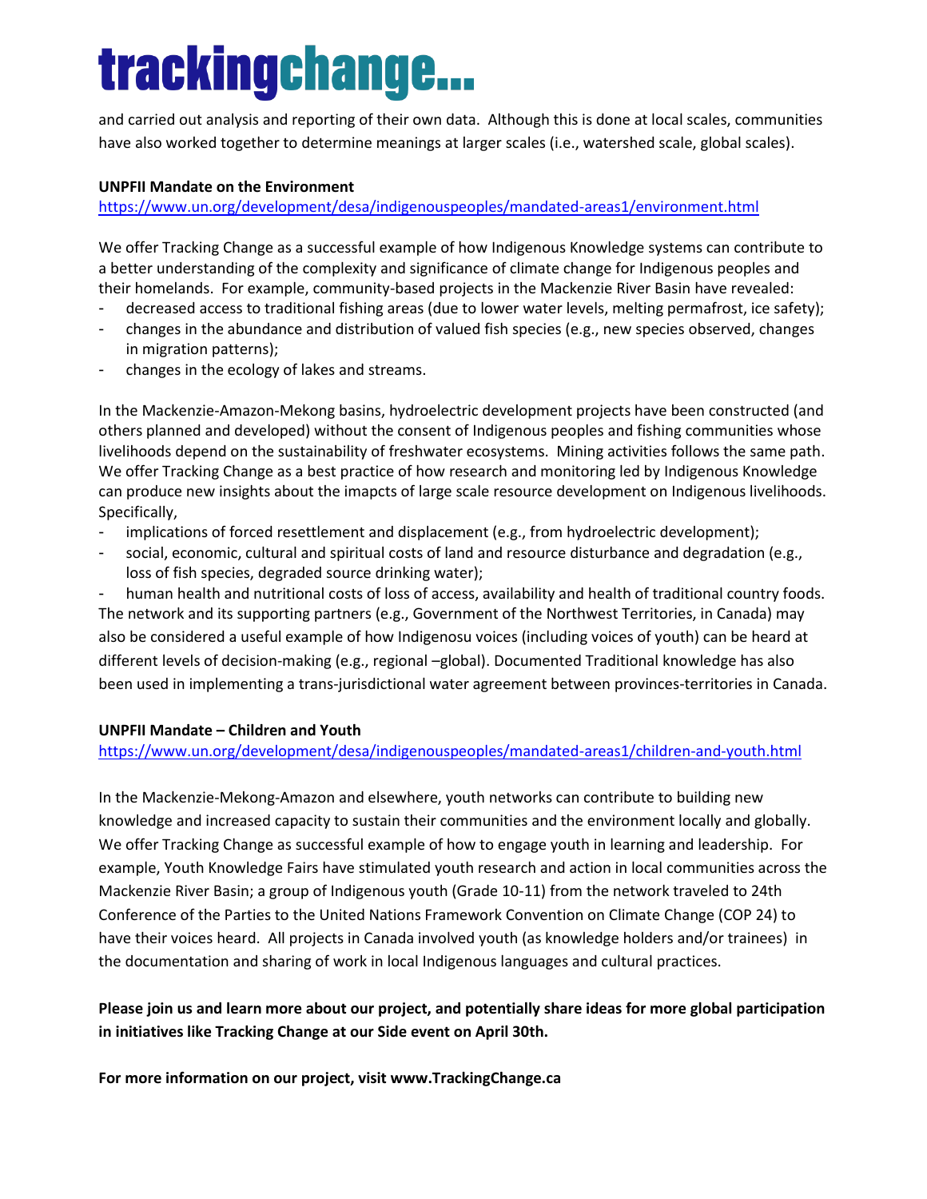and carried out analysis and reporting of their own data. Although this is done at local scales, communities have also worked together to determine meanings at larger scales (i.e., watershed scale, global scales).

**UNPFII Mandate on the Environment**

https://www.un.org/development/desa/indigenouspeoples/mandated-areas1/environment.html

We offer Tracking Change as a successful example of how Indigenous Knowledge systems can contribute to a better understanding of the complexity and significance of climate change for Indigenous peoples and their homelands. For example, community-based projects in the Mackenzie River Basin have revealed:

- decreased access to traditional fishing areas (due to lower water levels, melting permafrost, ice safety);
- changes in the abundance and distribution of valued fish species (e.g., new species observed, changes in migration patterns);
- changes in the ecology of lakes and streams.

In the Mackenzie-Amazon-Mekong basins, hydroelectric development projects have been constructed (and others planned and developed) without the consent of Indigenous peoples and fishing communities whose livelihoods depend on the sustainability of freshwater ecosystems. Mining activities follows the same path. We offer Tracking Change as a best practice of how research and monitoring led by Indigenous Knowledge can produce new insights about the imapcts of large scale resource development on Indigenous livelihoods. Specifically,

- implications of forced resettlement and displacement (e.g., from hydroelectric development);
- social, economic, cultural and spiritual costs of land and resource disturbance and degradation (e.g., loss of fish species, degraded source drinking water);
- human health and nutritional costs of loss of access, availability and health of traditional country foods.

The network and its supporting partners (e.g., Government of the Northwest Territories, in Canada) may also be considered a useful example of how Indigenosu voices (including voices of youth) can be heard at different levels of decision-making (e.g., regional –global). Documented Traditional knowledge has also been used in implementing a trans-jurisdictional water agreement between provinces-territories in Canada.

**UNPFII Mandate – Children and Youth**

https://www.un.org/development/desa/indigenouspeoples/mandated-areas1/children-and-youth.html

In the Mackenzie-Mekong-Amazon and elsewhere, youth networks can contribute to building new knowledge and increased capacity to sustain their communities and the environment locally and globally. We offer Tracking Change as successful example of how to engage youth in learning and leadership. For example, Youth Knowledge Fairs have stimulated youth research and action in local communities across the Mackenzie River Basin; a group of Indigenous youth (Grade 10-11) from the network traveled to 24th Conference of the Parties to the United Nations Framework Convention on Climate Change (COP 24) to have their voices heard. All projects in Canada involved youth (as knowledge holders and/or trainees) in the documentation and sharing of work in local Indigenous languages and cultural practices.

**Please join us and learn more about our project, and potentially share ideas for more global participation in initiatives like Tracking Change at our Side event on April 30th.**

**For more information on our project, visit www.TrackingChange.ca**